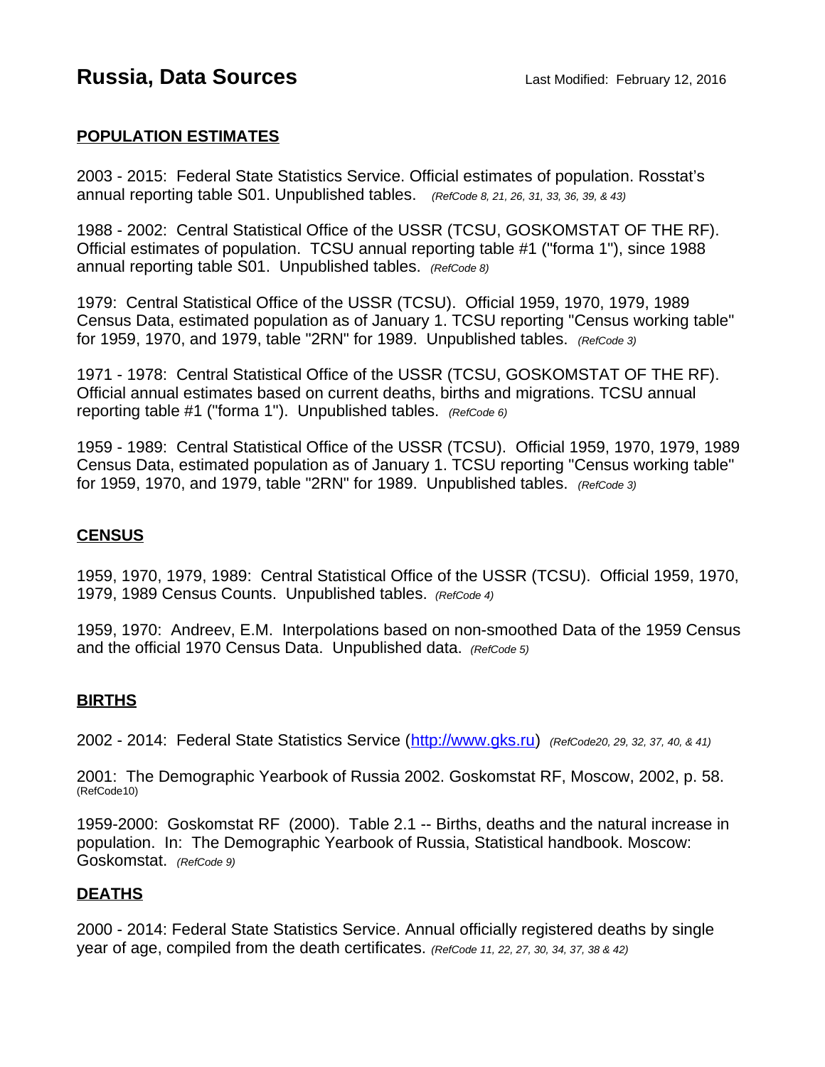# Russia, Data Sources

Last Modified: February 12, 2016

## POPULATION ESTIMATES

2003 - 2015: Federal State Statistics Service. Official estimates of population. Rosstat's annual reporting table S01. Unpublished tables. *(RefCode 8, 21, 26, 31, 33, 36, 39, & 43)*

1988 - 2002: Central Statistical Office of the USSR (TCSU, GOSKOMSTAT OF THE RF). Official estimates of population. TCSU annual reporting table #1 ("forma 1"), since 1988 annual reporting table S01. Unpublished tables. *(RefCode 8)*

1979: Central Statistical Office of the USSR (TCSU). Official 1959, 1970, 1979, 1989 Census Data, estimated population as of January 1. TCSU reporting "Census working table" for 1959, 1970, and 1979, table "2RN" for 1989. Unpublished tables. *(RefCode 3)*

1971 - 1978: Central Statistical Office of the USSR (TCSU, GOSKOMSTAT OF THE RF). Official annual estimates based on current deaths, births and migrations. TCSU annual reporting table #1 ("forma 1"). Unpublished tables. *(RefCode 6)*

1959 - 1989: Central Statistical Office of the USSR (TCSU). Official 1959, 1970, 1979, 1989 Census Data, estimated population as of January 1. TCSU reporting "Census working table" for 1959, 1970, and 1979, table "2RN" for 1989. Unpublished tables. *(RefCode 3)*

## CENSUS

1959, 1970, 1979, 1989: Central Statistical Office of the USSR (TCSU). Official 1959, 1970, 1979, 1989 Census Counts. Unpublished tables. *(RefCode 4)*

1959, 1970: Andreev, E.M. Interpolations based on non-smoothed Data of the 1959 Census and the official 1970 Census Data. Unpublished data. *(RefCode 5)*

## BIRTHS

2002 - 2014: Federal State Statistics Service (http://www.gks.ru) *(RefCode20, 29, 32, 37, 40, & 41)*

2001: The Demographic Yearbook of Russia 2002. Goskomstat RF, Moscow, 2002, p. 58. (RefCode10)

1959-2000: Goskomstat RF (2000). Table 2.1 -- Births, deaths and the natural increase in population. In: The Demographic Yearbook of Russia, Statistical handbook. Moscow: Goskomstat. *(RefCode 9)*

## DEATHS

2000 - 2014: Federal State Statistics Service. Annual officially registered deaths by single year of age, compiled from the death certificates. *(RefCode 11, 22, 27, 30, 34, 37, 38 & 42)*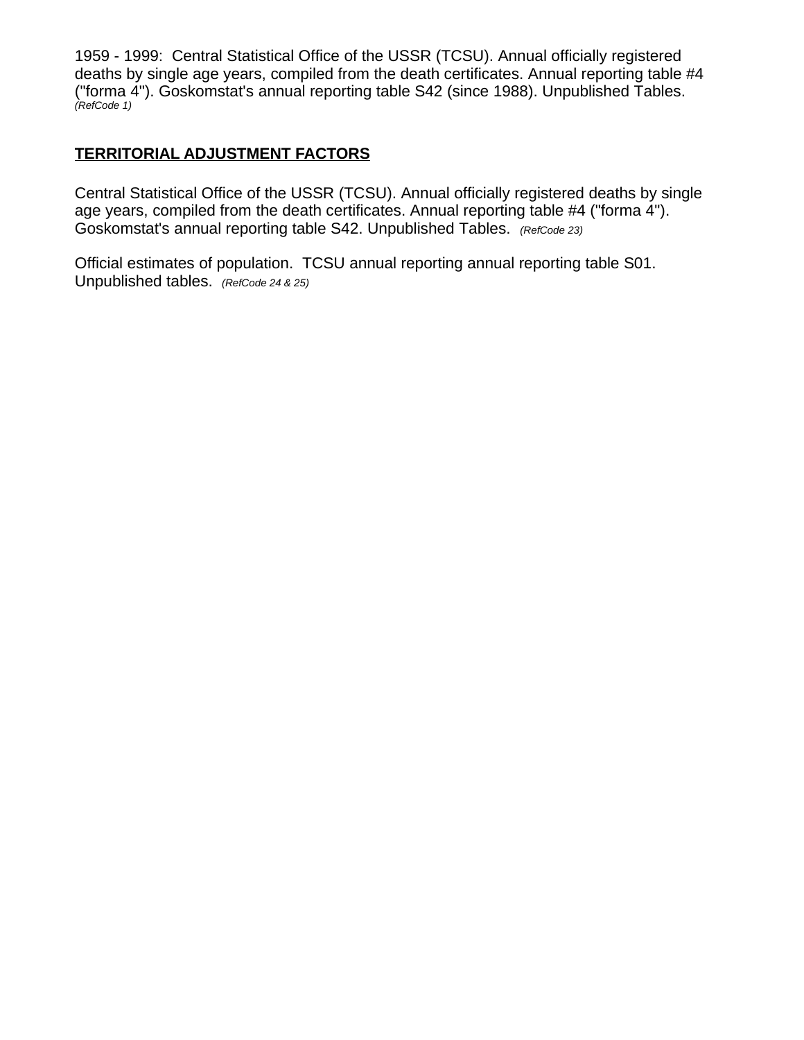1959 - 1999: Central Statistical Office of the USSR (TCSU). Annual officially registered deaths by single age years, compiled from the death certificates. Annual reporting table #4 ("forma 4"). Goskomstat's annual reporting table S42 (since 1988). Unpublished Tables. *(RefCode 1)*

## TERRITORIAL ADJUSTMENT FACTORS

Central Statistical Office of the USSR (TCSU). Annual officially registered deaths by single age years, compiled from the death certificates. Annual reporting table #4 ("forma 4"). Goskomstat's annual reporting table S42. Unpublished Tables. *(RefCode 23)*

Official estimates of population. TCSU annual reporting annual reporting table S01. Unpublished tables. *(RefCode 24 & 25)*